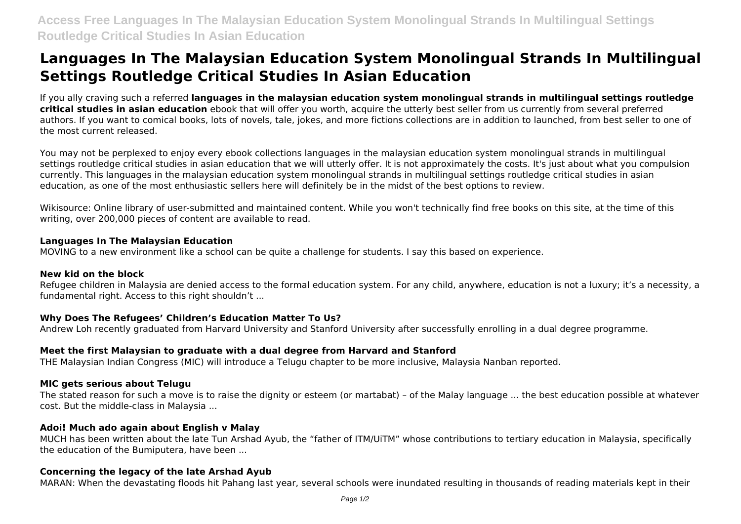# Languages In The Malaysian Education System Monolingual Strands In Multilingual Settings Routledge Critical Studies In Asian Education

If you ally craving such a referred **languages in the malaysian education system monolingual strands in multilingual settings routledge critical studies in asian education** ebook that will offer you worth, acquire the utterly best seller from us currently from several preferred authors. If you want to comical books, lots of novels, tale, jokes, and more fictions collections are in addition to launched, from best seller to one of the most current released.

You may not be perplexed to enjoy every ebook collections languages in the malaysian education system monolingual strands in multilingual settings routledge critical studies in asian education that we will utterly offer. It is not approximately the costs. It's just about what you compulsion currently. This languages in the malaysian education system monolingual strands in multilingual settings routledge critical studies in asian education, as one of the most enthusiastic sellers here will definitely be in the midst of the best options to review.

Wikisource: Online library of user-submitted and maintained content. While you won't technically find free books on this site, at the time of this writing, over 200,000 pieces of content are available to read.

**Languages In The Malaysian Education**

MOVING to a new environment like a school can be quite a challenge for students. I say this based on experience.

**New kid on the block**

Refugee children in Malaysia are denied access to the formal education system. For any child, anywhere, education is not a luxury; it's a necessity, a fundamental right. Access to this right shouldn't ...

**Why Does The Refugees' Children's Education Matter To Us?**

Andrew Loh recently graduated from Harvard University and Stanford University after successfully enrolling in a dual degree programme.

**Meet the first Malaysian to graduate with a dual degree from Harvard and Stanford**

THE Malaysian Indian Congress (MIC) will introduce a Telugu chapter to be more inclusive, Malaysia Nanban reported.

**MIC gets serious about Telugu**

The stated reason for such a move is to raise the dignity or esteem (or martabat) – of the Malay language ... the best education possible at whatever cost. But the middle-class in Malaysia ...

**Adoi! Much ado again about English v Malay**

MUCH has been written about the late Tun Arshad Ayub, the "father of ITM/UiTM" whose contributions to tertiary education in Malaysia, specifically the education of the Bumiputera, have been ...

**Concerning the legacy of the late Arshad Ayub**

MARAN: When the devastating floods hit Pahang last year, several schools were inundated resulting in thousands of reading materials kept in their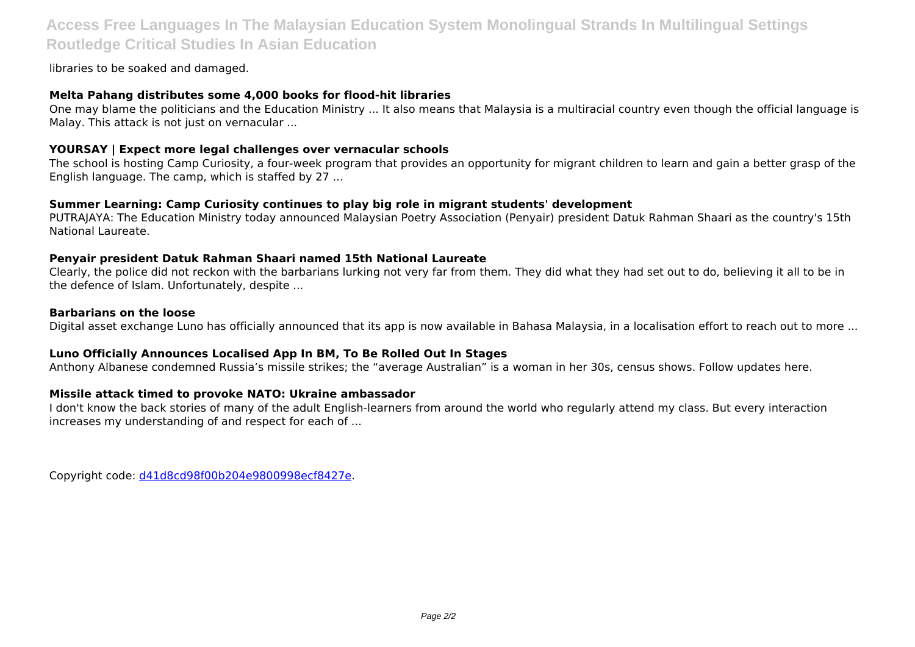libraries to be soaked and damaged.

**Melta Pahang distributes some 4,000 books for flood-hit libraries**

One may blame the politicians and the Education Ministry ... It also means that Malaysia is a multiracial country even though the official language is Malay. This attack is not just on vernacular ...

**YOURSAY | Expect more legal challenges over vernacular schools**

The school is hosting Camp Curiosity, a four-week program that provides an opportunity for migrant children to learn and gain a better grasp of the English language. The camp, which is staffed by 27 ...

**Summer Learning: Camp Curiosity continues to play big role in migrant students' development**

PUTRAJAYA: The Education Ministry today announced Malaysian Poetry Association (Penyair) president Datuk Rahman Shaari as the country's 15th National Laureate.

**Penyair president Datuk Rahman Shaari named 15th National Laureate**

Clearly, the police did not reckon with the barbarians lurking not very far from them. They did what they had set out to do, believing it all to be in the defence of Islam. Unfortunately, despite ...

**Barbarians on the loose**

Digital asset exchange Luno has officially announced that its app is now available in Bahasa Malaysia, in a localisation effort to reach out to more ...

**Luno Officially Announces Localised App In BM, To Be Rolled Out In Stages**

Anthony Albanese condemned Russia's missile strikes; the "average Australian" is a woman in her 30s, census shows. Follow updates here.

**Missile attack timed to provoke NATO: Ukraine ambassador**

I don't know the back stories of many of the adult English-learners from around the world who regularly attend my class. But every interaction increases my understanding of and respect for each of ...

Copyright code: d41d8cd98f00b204e9800998ecf8427e.